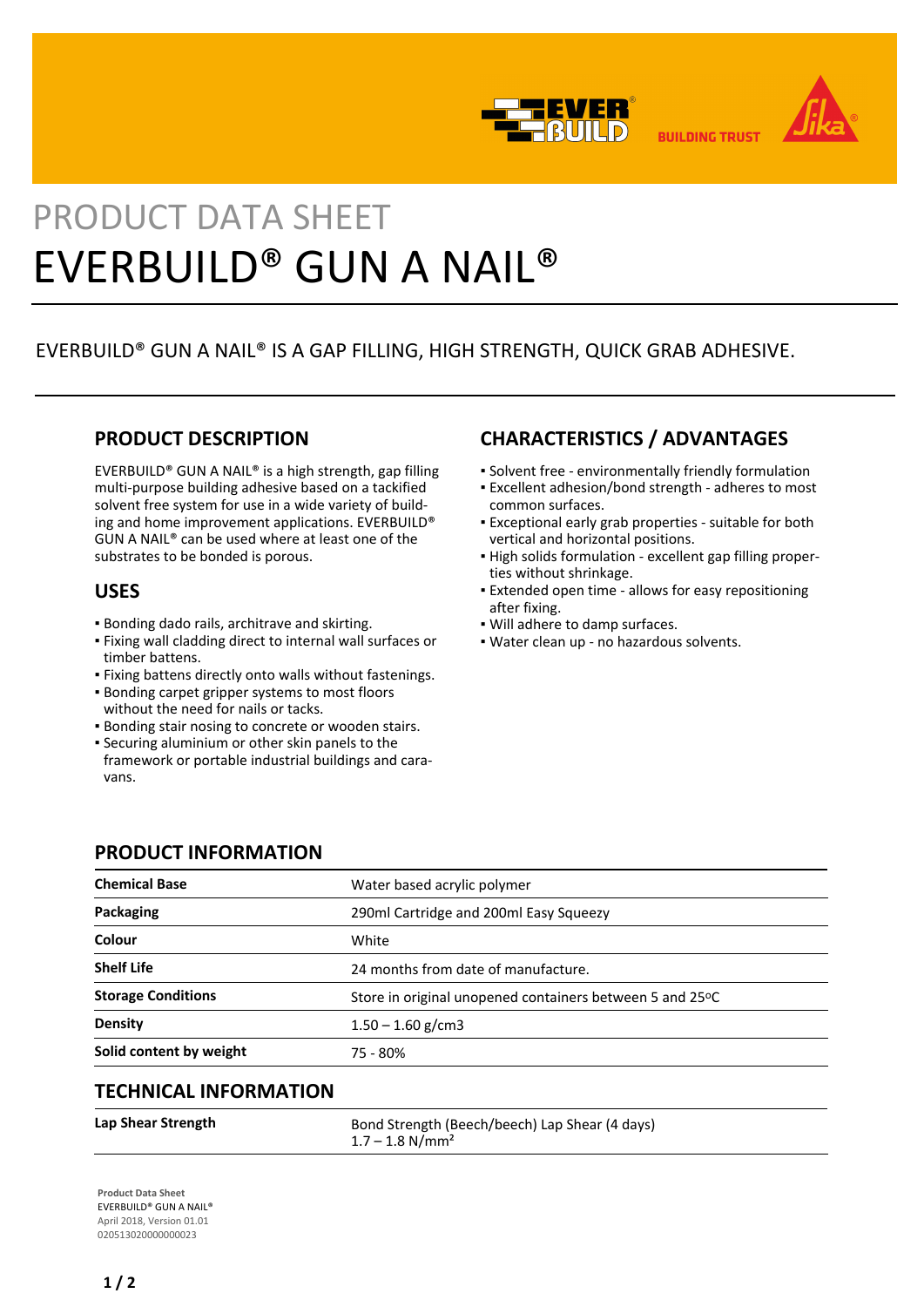PRODUCT DATA SHEET

# EVERBUILD® GUN A NAIL®

EVERBUILD® GUN A NAIL® IS A GAP FILLING, HIGH STRENGTH, QUICK GRAB ADHESIVE.

## PRODUCT DESCRIPTION

EVERBUILD® GUN A NAIL® is a high strength, gap filling multi-purpose building adhesive based on a tackified solvent free system for use in a wide variety of building and home improvement applications. EVERBUILD® GUN A NAIL® can be used where at least one of the substrates to be bonded is porous.

## USES

- Bonding dado rails, architrave and skirting.
- Fixing wall cladding direct to internal wall surfaces or timber battens.
- Fixing battens directly onto walls without fastenings.
- Bonding carpet gripper systems to most floors without the need for nails or tacks.
- Bonding stair nosing to concrete or wooden stairs.
- Securing aluminium or other skin panels to the framework or portable industrial buildings and caravans.

## CHARACTERISTICS / ADVANTAGES

- Solvent free - environmentally friendly formulation
- Excellent adhesion/bond strength - adheres to most common surfaces.
- Exceptional early grab properties - suitable for both vertical and horizontal positions.
- High solids formulation - excellent gap filling properties without shrinkage.
- Extended open time - allows for easy repositioning after fixing.
- Will adhere to damp surfaces.
- Water clean up - no hazardous solvents.

## PRODUCT INFORMATION

| | |
|---|---|
| **Chemical Base** | Water based acrylic polymer |
| **Packaging** | 290ml Cartridge and 200ml Easy Squeezy |
| **Colour** | White |
| **Shelf Life** | 24 months from date of manufacture. |
| **Storage Conditions** | Store in original unopened containers between 5 and 25ºC |
| **Density** | 1.50 – 1.60 g/cm3 |
| **Solid content by weight** | 75 - 80% |

## TECHNICAL INFORMATION

| | |
|---|---|
| **Lap Shear Strength** | Bond Strength (Beech/beech) Lap Shear (4 days)<br>1.7 – 1.8 N/mm² |

**Product Data Sheet**
EVERBUILD® GUN A NAIL®
April 2018, Version 01.01
020513020000000023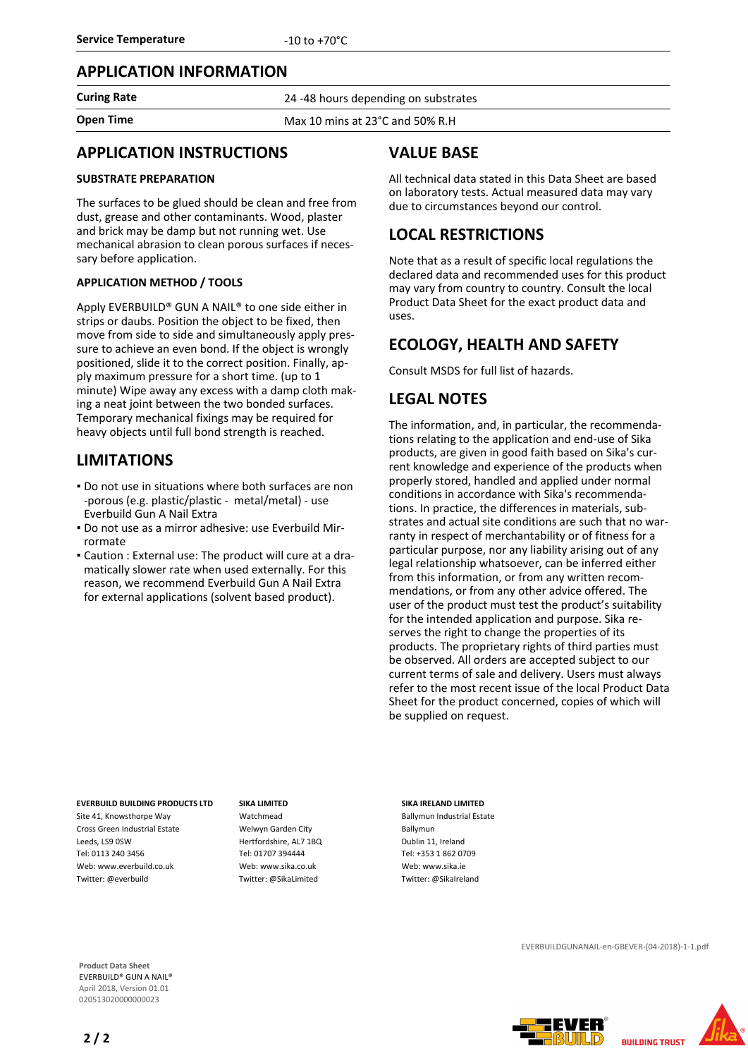| | |
|---|---|
| **Service Temperature** | -10 to +70°C |

## APPLICATION INFORMATION

| | |
|---|---|
| **Curing Rate** | 24 -48 hours depending on substrates |
| **Open Time** | Max 10 mins at 23°C and 50% R.H |

## APPLICATION INSTRUCTIONS

### SUBSTRATE PREPARATION

The surfaces to be glued should be clean and free from dust, grease and other contaminants. Wood, plaster and brick may be damp but not running wet. Use mechanical abrasion to clean porous surfaces if necessary before application.

### APPLICATION METHOD / TOOLS

Apply EVERBUILD® GUN A NAIL® to one side either in strips or daubs. Position the object to be fixed, then move from side to side and simultaneously apply pressure to achieve an even bond. If the object is wrongly positioned, slide it to the correct position. Finally, apply maximum pressure for a short time. (up to 1 minute) Wipe away any excess with a damp cloth making a neat joint between the two bonded surfaces. Temporary mechanical fixings may be required for heavy objects until full bond strength is reached.

## LIMITATIONS

- Do not use in situations where both surfaces are non -porous (e.g. plastic/plastic - metal/metal) - use Everbuild Gun A Nail Extra
- Do not use as a mirror adhesive: use Everbuild Mirrormate
- Caution : External use: The product will cure at a dramatically slower rate when used externally. For this reason, we recommend Everbuild Gun A Nail Extra for external applications (solvent based product).

## VALUE BASE

All technical data stated in this Data Sheet are based on laboratory tests. Actual measured data may vary due to circumstances beyond our control.

## LOCAL RESTRICTIONS

Note that as a result of specific local regulations the declared data and recommended uses for this product may vary from country to country. Consult the local Product Data Sheet for the exact product data and uses.

## ECOLOGY, HEALTH AND SAFETY

Consult MSDS for full list of hazards.

## LEGAL NOTES

The information, and, in particular, the recommendations relating to the application and end-use of Sika products, are given in good faith based on Sika's current knowledge and experience of the products when properly stored, handled and applied under normal conditions in accordance with Sika's recommendations. In practice, the differences in materials, substrates and actual site conditions are such that no warranty in respect of merchantability or of fitness for a particular purpose, nor any liability arising out of any legal relationship whatsoever, can be inferred either from this information, or from any written recommendations, or from any other advice offered. The user of the product must test the product's suitability for the intended application and purpose. Sika reserves the right to change the properties of its products. The proprietary rights of third parties must be observed. All orders are accepted subject to our current terms of sale and delivery. Users must always refer to the most recent issue of the local Product Data Sheet for the product concerned, copies of which will be supplied on request.

**EVERBUILD BUILDING PRODUCTS LTD**
Site 41, Knowsthorpe Way
Cross Green Industrial Estate
Leeds, LS9 0SW
Tel: 0113 240 3456
Web: www.everbuild.co.uk
Twitter: @everbuild

**SIKA LIMITED**
Watchmead
Welwyn Garden City
Hertfordshire, AL7 1BQ
Tel: 01707 394444
Web: www.sika.co.uk
Twitter: @SikaLimited

**SIKA IRELAND LIMITED**
Ballymun Industrial Estate
Ballymun
Dublin 11, Ireland
Tel: +353 1 862 0709
Web: www.sika.ie
Twitter: @SikaIreland

EVERBUILDGUNANAIL-en-GBEVER-(04-2018)-1-1.pdf

**Product Data Sheet**
EVERBUILD® GUN A NAIL®
April 2018, Version 01.01
020513020000000023